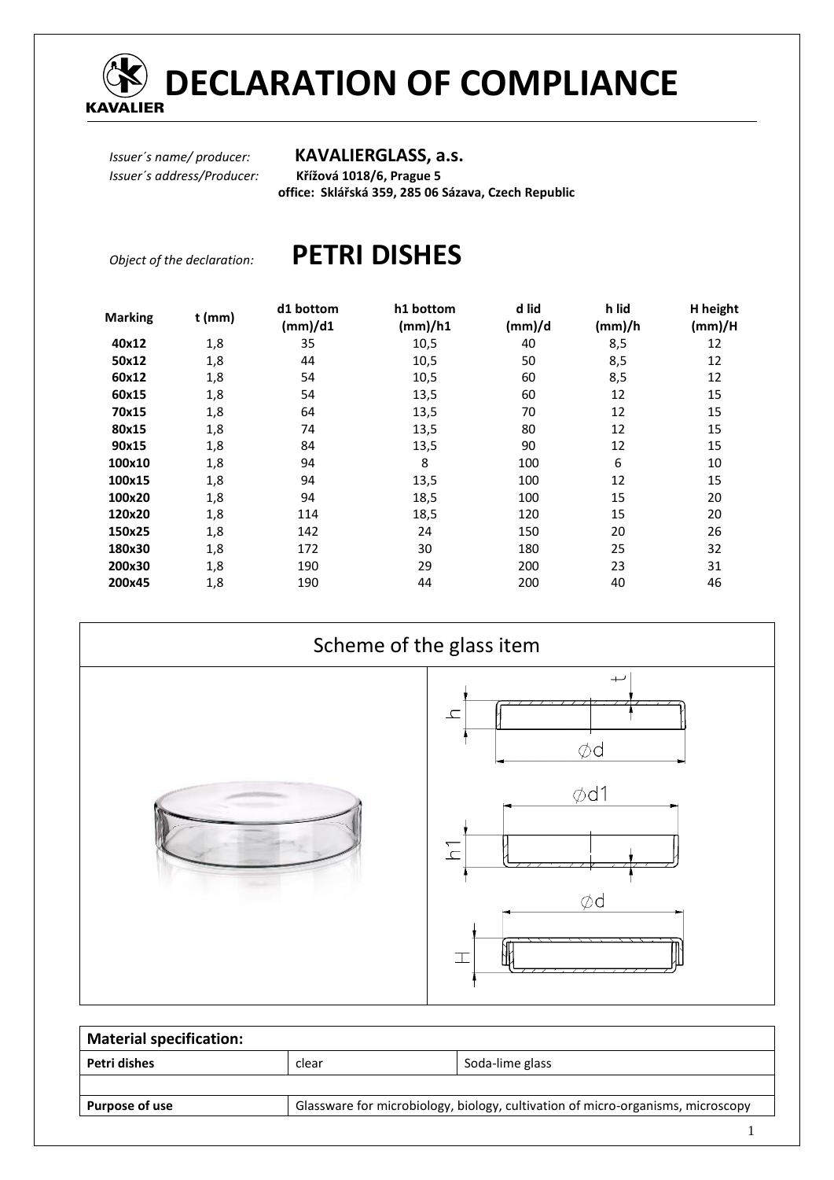# DECLARATION OF COMPLIANCE

KAVALIER

*Issuer´s name/ producer:* **KAVALIERGLASS, a.s.**
*Issuer´s address/Producer:* **Křížová 1018/6, Prague 5**
**office: Sklářská 359, 285 06 Sázava, Czech Republic**

*Object of the declaration:* **PETRI DISHES**

| Marking | t (mm) | d1 bottom (mm)/d1 | h1 bottom (mm)/h1 | d lid (mm)/d | h lid (mm)/h | H height (mm)/H |
|---|---|---|---|---|---|---|
| **40x12** | 1,8 | 35 | 10,5 | 40 | 8,5 | 12 |
| **50x12** | 1,8 | 44 | 10,5 | 50 | 8,5 | 12 |
| **60x12** | 1,8 | 54 | 10,5 | 60 | 8,5 | 12 |
| **60x15** | 1,8 | 54 | 13,5 | 60 | 12 | 15 |
| **70x15** | 1,8 | 64 | 13,5 | 70 | 12 | 15 |
| **80x15** | 1,8 | 74 | 13,5 | 80 | 12 | 15 |
| **90x15** | 1,8 | 84 | 13,5 | 90 | 12 | 15 |
| **100x10** | 1,8 | 94 | 8 | 100 | 6 | 10 |
| **100x15** | 1,8 | 94 | 13,5 | 100 | 12 | 15 |
| **100x20** | 1,8 | 94 | 18,5 | 100 | 15 | 20 |
| **120x20** | 1,8 | 114 | 18,5 | 120 | 15 | 20 |
| **150x25** | 1,8 | 142 | 24 | 150 | 20 | 26 |
| **180x30** | 1,8 | 172 | 30 | 180 | 25 | 32 |
| **200x30** | 1,8 | 190 | 29 | 200 | 23 | 31 |
| **200x45** | 1,8 | 190 | 44 | 200 | 40 | 46 |

## Scheme of the glass item

| **Material specification:** | | |
|---|---|---|
| **Petri dishes** | clear | Soda-lime glass |
| | | |
| **Purpose of use** | Glassware for microbiology, biology, cultivation of micro-organisms, microscopy | |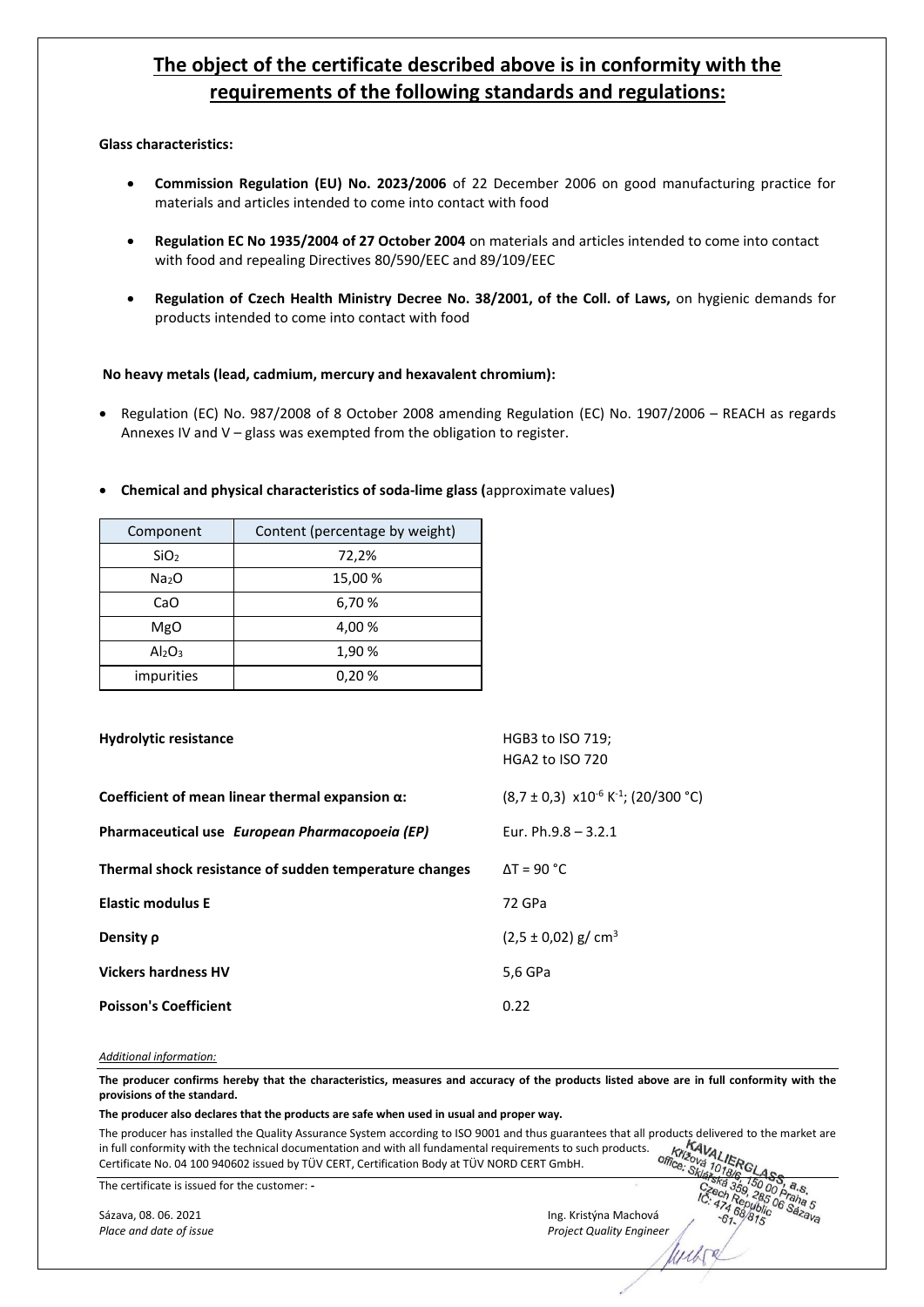# The object of the certificate described above is in conformity with the requirements of the following standards and regulations:

**Glass characteristics:**

- **Commission Regulation (EU) No. 2023/2006** of 22 December 2006 on good manufacturing practice for materials and articles intended to come into contact with food
- **Regulation EC No 1935/2004 of 27 October 2004** on materials and articles intended to come into contact with food and repealing Directives 80/590/EEC and 89/109/EEC
- **Regulation of Czech Health Ministry Decree No. 38/2001, of the Coll. of Laws,** on hygienic demands for products intended to come into contact with food

**No heavy metals (lead, cadmium, mercury and hexavalent chromium):**

- Regulation (EC) No. 987/2008 of 8 October 2008 amending Regulation (EC) No. 1907/2006 – REACH as regards Annexes IV and V – glass was exempted from the obligation to register.

- **Chemical and physical characteristics of soda-lime glass (**approximate values**)**

| Component | Content (percentage by weight) |
|---|---|
| $SiO_2$ | 72,2% |
| $Na_2O$ | 15,00 % |
| CaO | 6,70 % |
| MgO | 4,00 % |
| $Al_2O_3$ | 1,90 % |
| impurities | 0,20 % |

| | |
|---|---|
| **Hydrolytic resistance** | HGB3 to ISO 719; HGA2 to ISO 720 |
| **Coefficient of mean linear thermal expansion α:** | $(8{,}7 \pm 0{,}3)\ \times 10^{-6}\ K^{-1}$; (20/300 °C) |
| **Pharmaceutical use** ***European Pharmacopoeia (EP)*** | Eur. Ph.9.8 – 3.2.1 |
| **Thermal shock resistance of sudden temperature changes** | ΔT = 90 °C |
| **Elastic modulus E** | 72 GPa |
| **Density ρ** | $(2{,}5 \pm 0{,}02)$ g/ $cm^3$ |
| **Vickers hardness HV** | 5,6 GPa |
| **Poisson's Coefficient** | 0.22 |

*Additional information:*

**The producer confirms hereby that the characteristics, measures and accuracy of the products listed above are in full conformity with the provisions of the standard.**

**The producer also declares that the products are safe when used in usual and proper way.**

The producer has installed the Quality Assurance System according to ISO 9001 and thus guarantees that all products delivered to the market are in full conformity with the technical documentation and with all fundamental requirements to such products. Certificate No. 04 100 940602 issued by TÜV CERT, Certification Body at TÜV NORD CERT GmbH.

KAVALIERGLASS, a.s.
Křížová 1018/6, 150 00 Praha 5
Office: Sklářská 359, 285 06 Sázava
Czech Republic
IČ: 474 68 815
-61-

The certificate is issued for the customer: -

Sázava, 08. 06. 2021
*Place and date of issue*

Ing. Kristýna Machová
*Project Quality Engineer*